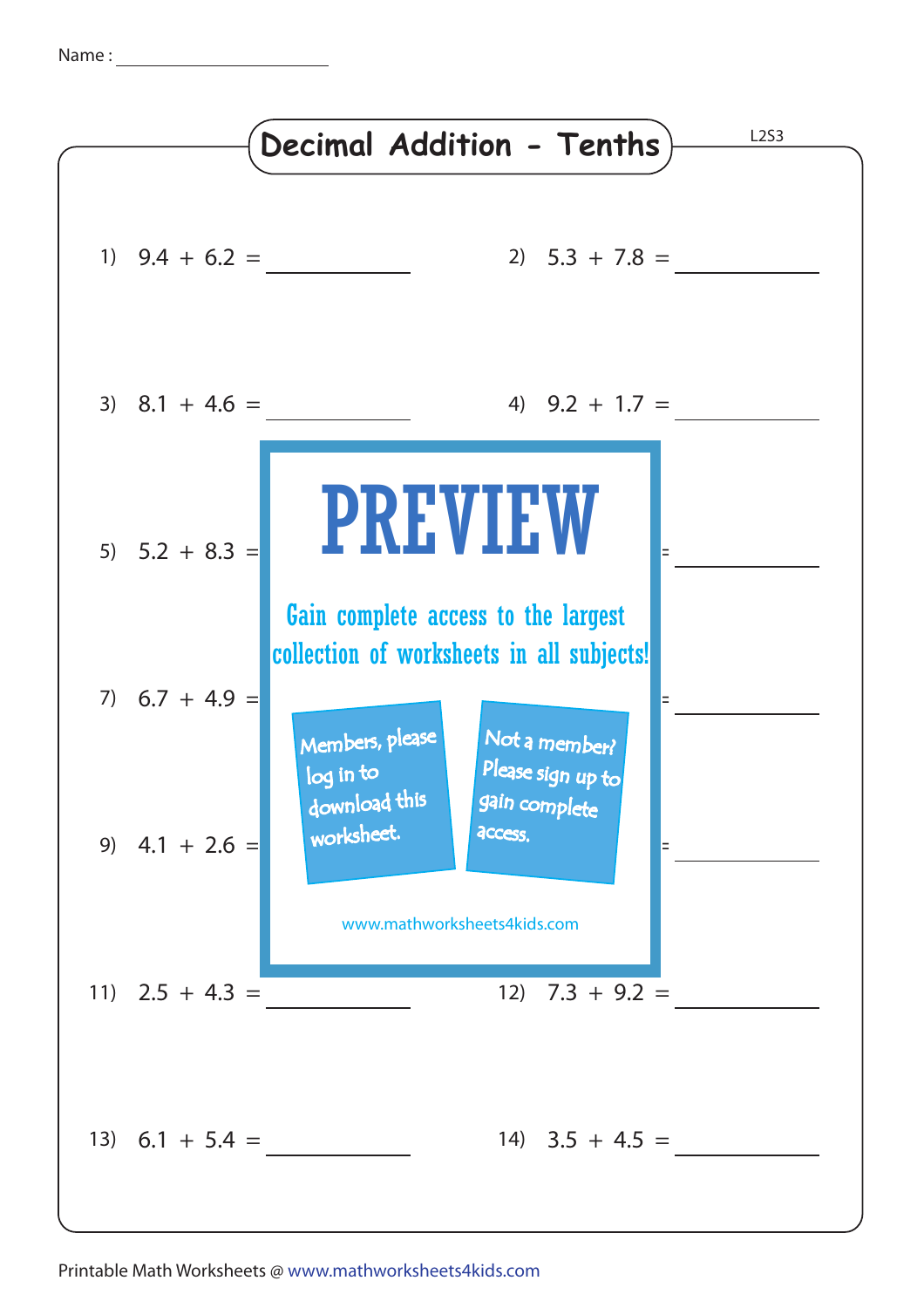Name : ____________________

# Decimal Addition - Tenths

L2S3

1) $9.4 + 6.2 =$ __________

2) $5.3 + 7.8 =$ __________

3) $8.1 + 4.6 =$ __________

4) $9.2 + 1.7 =$ __________

5) $5.2 + 8.3 =$ __________

6) = __________

7) $6.7 + 4.9 =$ __________

8) = __________

9) $4.1 + 2.6 =$ __________

10) = __________

11) $2.5 + 4.3 =$ __________

12) $7.3 + 9.2 =$ __________

13) $6.1 + 5.4 =$ __________

14) $3.5 + 4.5 =$ __________

PREVIEW

Gain complete access to the largest collection of worksheets in all subjects!

Members, please log in to download this worksheet.

Not a member? Please sign up to gain complete access.

www.mathworksheets4kids.com

Printable Math Worksheets @ www.mathworksheets4kids.com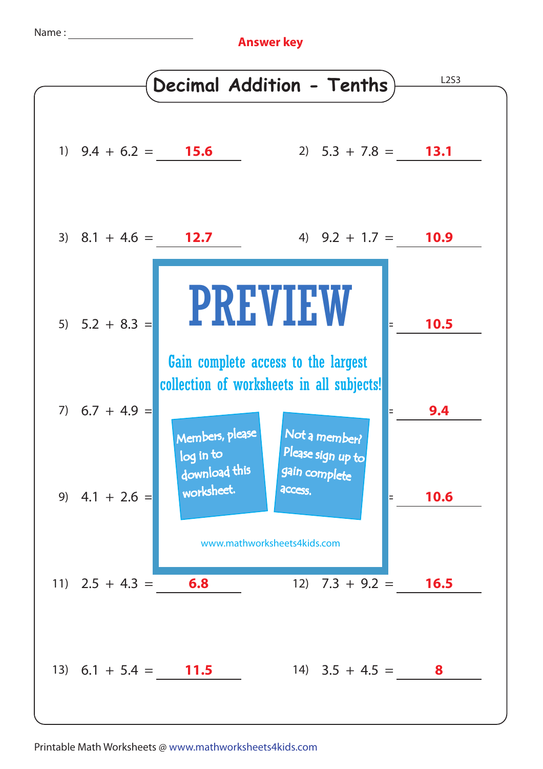Name : ____________________

**Answer key**

# Decimal Addition - Tenths

L2S3

1) $9.4 + 6.2 =$ **15.6**

2) $5.3 + 7.8 =$ **13.1**

3) $8.1 + 4.6 =$ **12.7**

4) $9.2 + 1.7 =$ **10.9**

5) $5.2 + 8.3 =$

6) = **10.5**

7) $6.7 + 4.9 =$

8) = **9.4**

9) $4.1 + 2.6 =$

10) = **10.6**

11) $2.5 + 4.3 =$ **6.8**

12) $7.3 + 9.2 =$ **16.5**

13) $6.1 + 5.4 =$ **11.5**

14) $3.5 + 4.5 =$ **8**

**PREVIEW**

Gain complete access to the largest collection of worksheets in all subjects!

Members, please log in to download this worksheet.

Not a member? Please sign up to gain complete access.

www.mathworksheets4kids.com

Printable Math Worksheets @ www.mathworksheets4kids.com